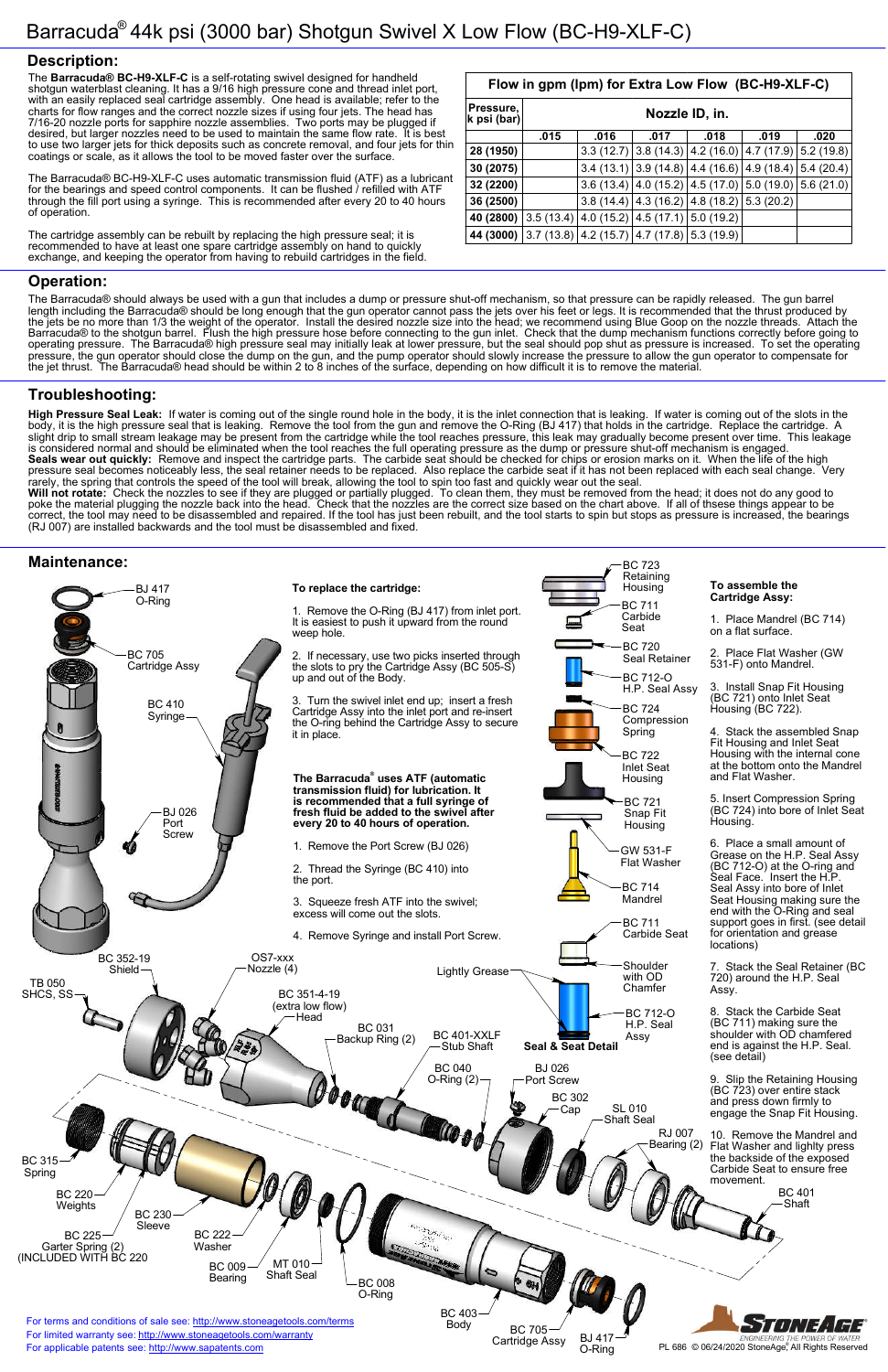# Barracuda® 44k psi (3000 bar) Shotgun Swivel X Low Flow (BC-H9-XLF-C)

## Description:

The **Barracuda® BC-H9-XLF-C** is a self-rotating swivel designed for handheld shotgun waterblast cleaning. It has a 9/16 high pressure cone and thread inlet port, with an easily replaced seal cartridge assembly. One head is available; refer to the charts for flow ranges and the correct nozzle sizes if using four jets. The head has 7/16-20 nozzle ports for sapphire nozzle assemblies. Two ports may be plugged if desired, but larger nozzles need to be used to maintain the same flow rate. It is best to use two larger jets for thick deposits such as concrete removal, and four jets for thin coatings or scale, as it allows the tool to be moved faster over the surface.

The Barracuda® BC-H9-XLF-C uses automatic transmission fluid (ATF) as a lubricant for the bearings and speed control components. It can be flushed / refilled with ATF through the fill port using a syringe. This is recommended after every 20 to 40 hours of operation.

The cartridge assembly can be rebuilt by replacing the high pressure seal; it is recommended to have at least one spare cartridge assembly on hand to quickly exchange, and keeping the operator from having to rebuild cartridges in the field.

**Flow in gpm (lpm) for Extra Low Flow (BC-H9-XLF-C)**

| Pressure, k psi (bar) | Nozzle ID, in. | | | | | |
|---|---|---|---|---|---|---|
| | .015 | .016 | .017 | .018 | .019 | .020 |
| **28 (1950)** | | 3.3 (12.7) | 3.8 (14.3) | 4.2 (16.0) | 4.7 (17.9) | 5.2 (19.8) |
| **30 (2075)** | | 3.4 (13.1) | 3.9 (14.8) | 4.4 (16.6) | 4.9 (18.4) | 5.4 (20.4) |
| **32 (2200)** | | 3.6 (13.4) | 4.0 (15.2) | 4.5 (17.0) | 5.0 (19.0) | 5.6 (21.0) |
| **36 (2500)** | | 3.8 (14.4) | 4.3 (16.2) | 4.8 (18.2) | 5.3 (20.2) | |
| **40 (2800)** | 3.5 (13.4) | 4.0 (15.2) | 4.5 (17.1) | 5.0 (19.2) | | |
| **44 (3000)** | 3.7 (13.8) | 4.2 (15.7) | 4.7 (17.8) | 5.3 (19.9) | | |

## Operation:

The Barracuda® should always be used with a gun that includes a dump or pressure shut-off mechanism, so that pressure can be rapidly released. The gun barrel length including the Barracuda® should be long enough that the gun operator cannot pass the jets over his feet or legs. It is recommended that the thrust produced by the jets be no more than 1/3 the weight of the operator. Install the desired nozzle size into the head; we recommend using Blue Goop on the nozzle threads. Attach the Barracuda® to the shotgun barrel. Flush the high pressure hose before connecting to the gun inlet. Check that the dump mechanism functions correctly before going to operating pressure. The Barracuda® high pressure seal may initially leak at lower pressure, but the seal should pop shut as pressure is increased. To set the operating pressure, the gun operator should close the dump on the gun, and the pump operator should slowly increase the pressure to allow the gun operator to compensate for the jet thrust. The Barracuda® head should be within 2 to 8 inches of the surface, depending on how difficult it is to remove the material.

## Troubleshooting:

**High Pressure Seal Leak:** If water is coming out of the single round hole in the body, it is the inlet connection that is leaking. If water is coming out of the slots in the body, it is the high pressure seal that is leaking. Remove the tool from the gun and remove the O-Ring (BJ 417) that holds in the cartridge. Replace the cartridge. A slight drip to small stream leakage may be present from the cartridge while the tool reaches pressure, this leak may gradually become present over time. This leakage is considered normal and should be eliminated when the tool reaches the full operating pressure as the dump or pressure shut-off mechanism is engaged.
**Seals wear out quickly:** Remove and inspect the cartridge parts. The carbide seat should be checked for chips or erosion marks on it. When the life of the high pressure seal becomes noticeably less, the seal retainer needs to be replaced. Also replace the carbide seat if it has not been replaced with each seal change. Very rarely, the spring that controls the speed of the tool will break, allowing the tool to spin too fast and quickly wear out the seal.
**Will not rotate:** Check the nozzles to see if they are plugged or partially plugged. To clean them, they must be removed from the head; it does not do any good to poke the material plugging the nozzle back into the head. Check that the nozzles are the correct size based on the chart above. If all of thsese things appear to be correct, the tool may need to be disassembled and repaired. If the tool has just been rebuilt, and the tool starts to spin but stops as pressure is increased, the bearings (RJ 007) are installed backwards and the tool must be disassembled and fixed.

## Maintenance:

BJ 417 O-Ring; BC 705 Cartridge Assy; BC 410 Syringe; BJ 026 Port Screw

**To replace the cartridge:**

1. Remove the O-Ring (BJ 417) from inlet port. It is easiest to push it upward from the round weep hole.
2. If necessary, use two picks inserted through the slots to pry the Cartridge Assy (BC 505-S) up and out of the Body.
3. Turn the swivel inlet end up; insert a fresh Cartridge Assy into the inlet port and re-insert the O-ring behind the Cartridge Assy to secure it in place.

**The Barracuda® uses ATF (automatic transmission fluid) for lubrication. It is recommended that a full syringe of fresh fluid be added to the swivel after every 20 to 40 hours of operation.**

1. Remove the Port Screw (BJ 026)
2. Thread the Syringe (BC 410) into the port.
3. Squeeze fresh ATF into the swivel; excess will come out the slots.
4. Remove Syringe and install Port Screw.

**Seal & Seat Detail:** BC 723 Retaining Housing; BC 711 Carbide Seat; BC 720 Seal Retainer; BC 712-O H.P. Seal Assy; BC 724 Compression Spring; BC 722 Inlet Seat Housing; BC 721 Snap Fit Housing; GW 531-F Flat Washer; BC 714 Mandrel; BC 711 Carbide Seat (Shoulder with OD Chamfer); BC 712-O H.P. Seal Assy; Lightly Grease

**To assemble the Cartridge Assy:**

1. Place Mandrel (BC 714) on a flat surface.
2. Place Flat Washer (GW 531-F) onto Mandrel.
3. Install Snap Fit Housing (BC 721) onto Inlet Seat Housing (BC 722).
4. Stack the assembled Snap Fit Housing and Inlet Seat Housing with the internal cone at the bottom onto the Mandrel and Flat Washer.
5. Insert Compression Spring (BC 724) into bore of Inlet Seat Housing.
6. Place a small amount of Grease on the H.P. Seal Assy (BC 712-O) at the O-ring and Seal Face. Insert the H.P. Seal Assy into bore of Inlet Seat Housing making sure the end with the O-Ring and seal support goes in first. (see detail for orientation and grease locations)
7. Stack the Seal Retainer (BC 720) around the H.P. Seal Assy.
8. Stack the Carbide Seat (BC 711) making sure the shoulder with OD chamfered end is against the H.P. Seal. (see detail)
9. Slip the Retaining Housing (BC 723) over entire stack and press down firmly to engage the Snap Fit Housing.
10. Remove the Mandrel and Flat Washer and lighlty press the backside of the exposed Carbide Seat to ensure free movement.

**Exploded view parts:** TB 050 SHCS, SS; BC 352-19 Shield; OS7-xxx Nozzle (4); BC 351-4-19 (extra low flow) Head; BC 031 Backup Ring (2); BC 401-XXLF Stub Shaft; BC 040 O-Ring (2); BJ 026 Port Screw; BC 302 Cap; SL 010 Shaft Seal; RJ 007 Bearing (2); BC 401 Shaft; BC 315 Spring; BC 220 Weights; BC 230 Sleeve; BC 225 Garter Spring (2) (INCLUDED WITH BC 220); BC 222 Washer; BC 009 Bearing; MT 010 Shaft Seal; BC 008 O-Ring; BC 403 Body; BC 705 Cartridge Assy; BJ 417 O-Ring

For terms and conditions of sale see: http://www.stoneagetools.com/terms
For limited warranty see: http://www.stoneagetools.com/warranty
For applicable patents see: http://www.sapatents.com

PL 686 © 06/24/2020 StoneAge®, All Rights Reserved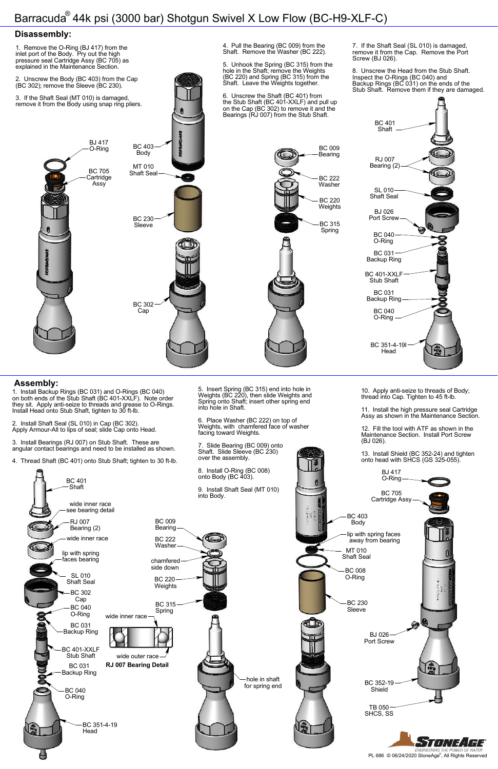# Barracuda® 44k psi (3000 bar) Shotgun Swivel X Low Flow (BC-H9-XLF-C)

## Disassembly:

1. Remove the O-Ring (BJ 417) from the inlet port of the Body. Pry out the high pressure seal Cartridge Assy (BC 705) as explained in the Maintenance Section.

2. Unscrew the Body (BC 403) from the Cap (BC 302); remove the Sleeve (BC 230).

3. If the Shaft Seal (MT 010) is damaged, remove it from the Body using snap ring pliers.

4. Pull the Bearing (BC 009) from the Shaft. Remove the Washer (BC 222).

5. Unhook the Spring (BC 315) from the hole in the Shaft; remove the Weights (BC 220) and Spring (BC 315) from the Shaft. Leave the Weights together.

6. Unscrew the Shaft (BC 401) from the Stub Shaft (BC 401-XXLF) and pull up on the Cap (BC 302) to remove it and the Bearings (RJ 007) from the Stub Shaft.

7. If the Shaft Seal (SL 010) is damaged, remove it from the Cap. Remove the Port Screw (BJ 026).

8. Unscrew the Head from the Stub Shaft. Inspect the O-Rings (BC 040) and Backup Rings (BC 031) on the ends of the Stub Shaft. Remove them if they are damaged.

BJ 417 O-Ring
BC 705 Cartridge Assy
BC 403 Body
MT 010 Shaft Seal
BC 230 Sleeve
BC 302 Cap
BC 009 Bearing
BC 222 Washer
BC 220 Weights
BC 315 Spring
BC 401 Shaft
RJ 007 Bearing (2)
SL 010 Shaft Seal
BJ 026 Port Screw
BC 040 O-Ring
BC 031 Backup Ring
BC 401-XXLF Stub Shaft
BC 031 Backup Ring
BC 040 O-Ring
BC 351-4-19I Head

## Assembly:

1. Install Backup Rings (BC 031) and O-Rings (BC 040) on both ends of the Stub Shaft (BC 401-XXLF). Note order they sit. Apply anti-seize to threads and grease to O-Rings. Install Head onto Stub Shaft, tighten to 30 ft-lb.

2. Install Shaft Seal (SL 010) in Cap (BC 302). Apply Armour-All to lips of seal; slide Cap onto Head.

3. Install Bearings (RJ 007) on Stub Shaft. These are angular contact bearings and need to be installed as shown.

4. Thread Shaft (BC 401) onto Stub Shaft; tighten to 30 ft-lb.

5. Insert Spring (BC 315) end into hole in Weights (BC 220), then slide Weights and Spring onto Shaft; insert other spring end into hole in Shaft.

6. Place Washer (BC 222) on top of Weights, with chamfered face of washer facing toward Weights.

7. Slide Bearing (BC 009) onto Shaft. Slide Sleeve (BC 230) over the assembly.

8. Install O-Ring (BC 008) onto Body (BC 403).

9. Install Shaft Seal (MT 010) into Body.

10. Apply anti-seize to threads of Body; thread into Cap. Tighten to 45 ft-lb.

11. Install the high pressure seal Cartridge Assy as shown in the Maintenance Section.

12. Fill the tool with ATF as shown in the Maintenance Section. Install Port Screw (BJ 026).

13. Install Shield (BC 352-24) and tighten onto head with SHCS (GS 325-055).

BC 401 Shaft
wide inner race see bearing detail
RJ 007 Bearing (2)
wide inner race
lip with spring faces bearing
SL 010 Shaft Seal
BC 302 Cap
BC 040 O-Ring
BC 031 Backup Ring
BC 401-XXLF Stub Shaft
BC 031 Backup Ring
BC 040 O-Ring
BC 351-4-19 Head
BC 009 Bearing
BC 222 Washer
chamfered side down
BC 220 Weights
BC 315 Spring
wide inner race
wide outer race
**RJ 007 Bearing Detail**
hole in shaft for spring end
BC 403 Body
lip with spring faces away from bearing
MT 010 Shaft Seal
BC 008 O-Ring
BC 230 Sleeve
BJ 417 O-Ring
BC 705 Cartridge Assy
BJ 026 Port Screw
BC 352-19 Shield
TB 050 SHCS, SS

PL 686 © 06/24/2020 StoneAge®, All Rights Reserved